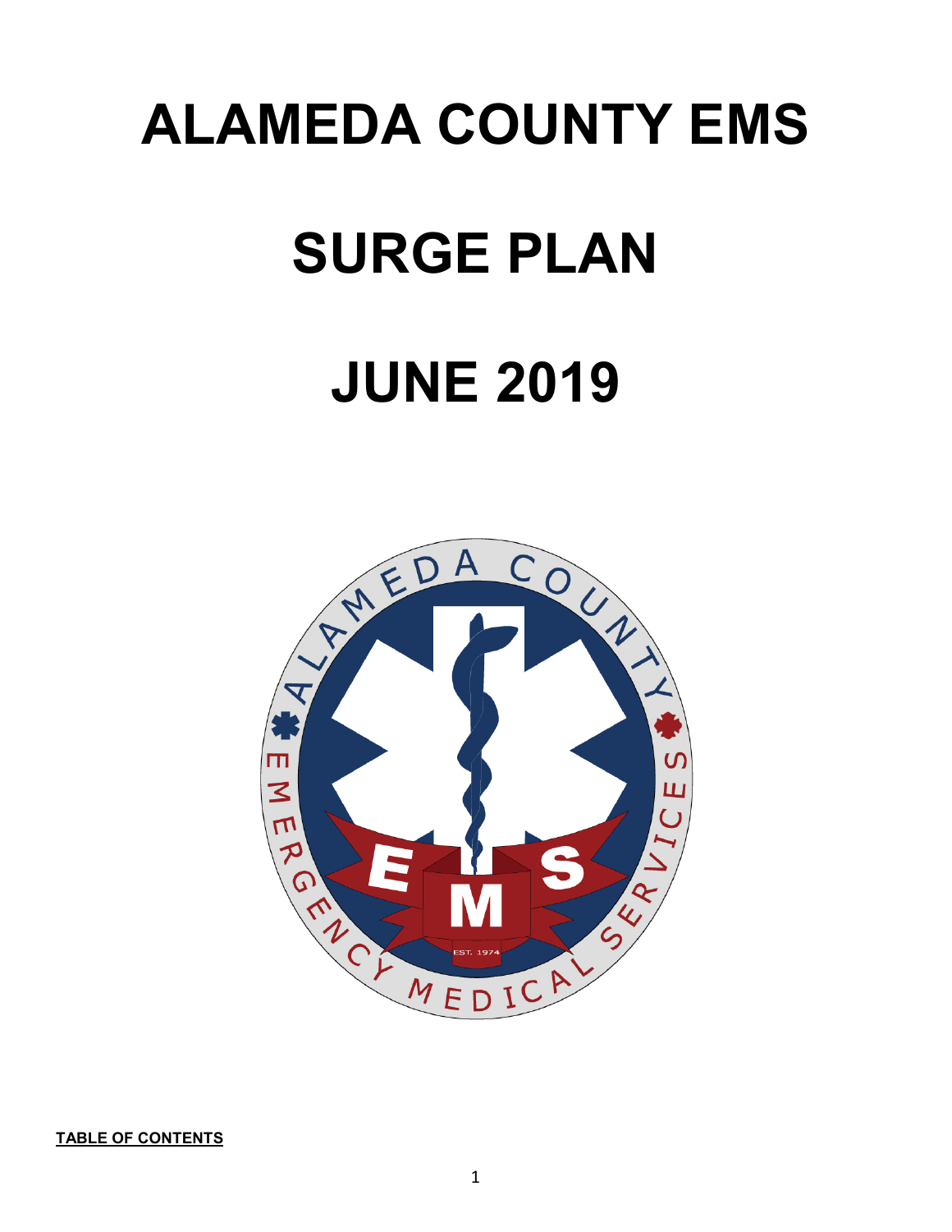# ALAMEDA COUNTY EMS

# SURGE PLAN

# JUNE 2019

**TABLE OF CONTENTS**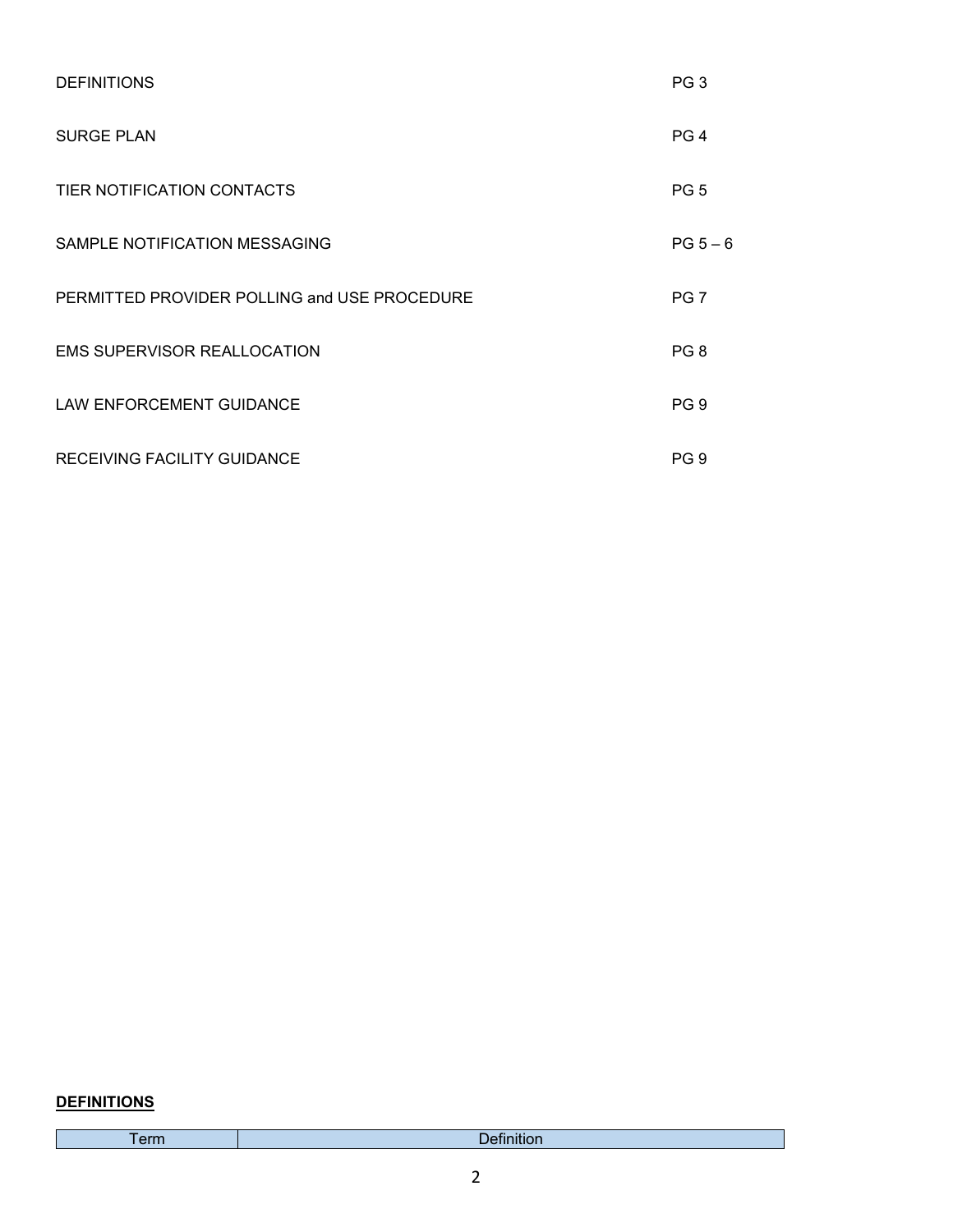| | |
|---|---|
| DEFINITIONS | PG 3 |
| SURGE PLAN | PG 4 |
| TIER NOTIFICATION CONTACTS | PG 5 |
| SAMPLE NOTIFICATION MESSAGING | PG 5 – 6 |
| PERMITTED PROVIDER POLLING and USE PROCEDURE | PG 7 |
| EMS SUPERVISOR REALLOCATION | PG 8 |
| LAW ENFORCEMENT GUIDANCE | PG 9 |
| RECEIVING FACILITY GUIDANCE | PG 9 |

**DEFINITIONS**

| Term | Definition |
|---|---|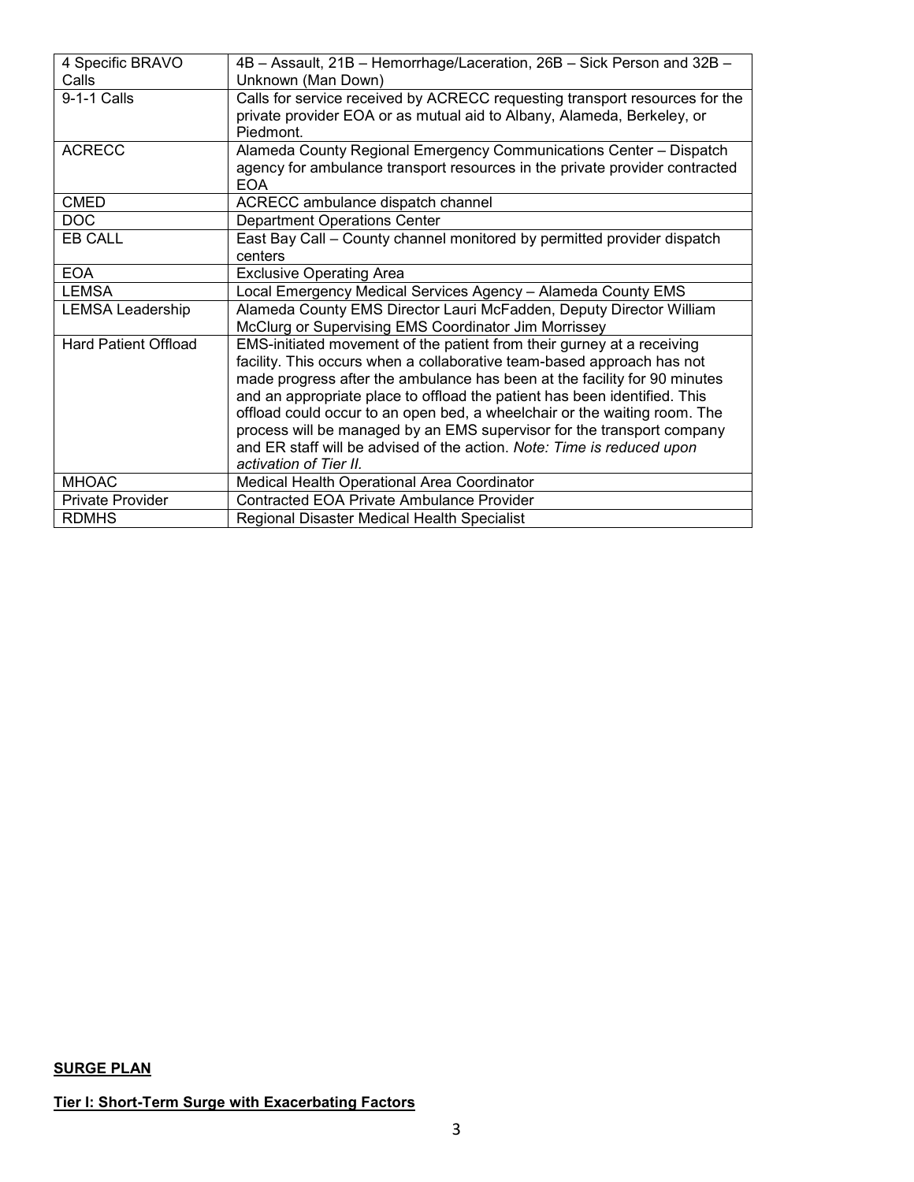| | |
|---|---|
| 4 Specific BRAVO Calls | 4B – Assault, 21B – Hemorrhage/Laceration, 26B – Sick Person and 32B – Unknown (Man Down) |
| 9-1-1 Calls | Calls for service received by ACRECC requesting transport resources for the private provider EOA or as mutual aid to Albany, Alameda, Berkeley, or Piedmont. |
| ACRECC | Alameda County Regional Emergency Communications Center – Dispatch agency for ambulance transport resources in the private provider contracted EOA |
| CMED | ACRECC ambulance dispatch channel |
| DOC | Department Operations Center |
| EB CALL | East Bay Call – County channel monitored by permitted provider dispatch centers |
| EOA | Exclusive Operating Area |
| LEMSA | Local Emergency Medical Services Agency – Alameda County EMS |
| LEMSA Leadership | Alameda County EMS Director Lauri McFadden, Deputy Director William McClurg or Supervising EMS Coordinator Jim Morrissey |
| Hard Patient Offload | EMS-initiated movement of the patient from their gurney at a receiving facility. This occurs when a collaborative team-based approach has not made progress after the ambulance has been at the facility for 90 minutes and an appropriate place to offload the patient has been identified. This offload could occur to an open bed, a wheelchair or the waiting room. The process will be managed by an EMS supervisor for the transport company and ER staff will be advised of the action. *Note: Time is reduced upon activation of Tier II.* |
| MHOAC | Medical Health Operational Area Coordinator |
| Private Provider | Contracted EOA Private Ambulance Provider |
| RDMHS | Regional Disaster Medical Health Specialist |

## SURGE PLAN

### Tier I: Short-Term Surge with Exacerbating Factors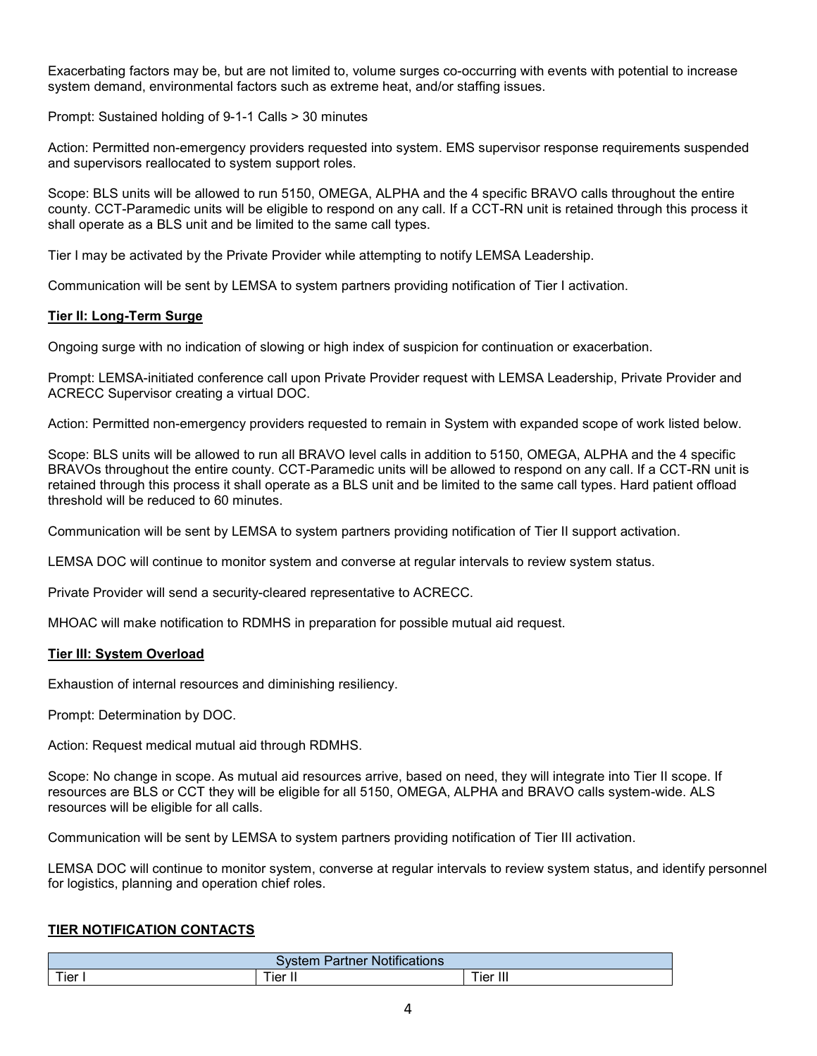Exacerbating factors may be, but are not limited to, volume surges co-occurring with events with potential to increase system demand, environmental factors such as extreme heat, and/or staffing issues.

Prompt: Sustained holding of 9-1-1 Calls > 30 minutes

Action: Permitted non-emergency providers requested into system. EMS supervisor response requirements suspended and supervisors reallocated to system support roles.

Scope: BLS units will be allowed to run 5150, OMEGA, ALPHA and the 4 specific BRAVO calls throughout the entire county. CCT-Paramedic units will be eligible to respond on any call. If a CCT-RN unit is retained through this process it shall operate as a BLS unit and be limited to the same call types.

Tier I may be activated by the Private Provider while attempting to notify LEMSA Leadership.

Communication will be sent by LEMSA to system partners providing notification of Tier I activation.

**Tier II: Long-Term Surge**

Ongoing surge with no indication of slowing or high index of suspicion for continuation or exacerbation.

Prompt: LEMSA-initiated conference call upon Private Provider request with LEMSA Leadership, Private Provider and ACRECC Supervisor creating a virtual DOC.

Action: Permitted non-emergency providers requested to remain in System with expanded scope of work listed below.

Scope: BLS units will be allowed to run all BRAVO level calls in addition to 5150, OMEGA, ALPHA and the 4 specific BRAVOs throughout the entire county. CCT-Paramedic units will be allowed to respond on any call. If a CCT-RN unit is retained through this process it shall operate as a BLS unit and be limited to the same call types. Hard patient offload threshold will be reduced to 60 minutes.

Communication will be sent by LEMSA to system partners providing notification of Tier II support activation.

LEMSA DOC will continue to monitor system and converse at regular intervals to review system status.

Private Provider will send a security-cleared representative to ACRECC.

MHOAC will make notification to RDMHS in preparation for possible mutual aid request.

**Tier III: System Overload**

Exhaustion of internal resources and diminishing resiliency.

Prompt: Determination by DOC.

Action: Request medical mutual aid through RDMHS.

Scope: No change in scope. As mutual aid resources arrive, based on need, they will integrate into Tier II scope. If resources are BLS or CCT they will be eligible for all 5150, OMEGA, ALPHA and BRAVO calls system-wide. ALS resources will be eligible for all calls.

Communication will be sent by LEMSA to system partners providing notification of Tier III activation.

LEMSA DOC will continue to monitor system, converse at regular intervals to review system status, and identify personnel for logistics, planning and operation chief roles.

**TIER NOTIFICATION CONTACTS**

| System Partner Notifications | | |
|---|---|---|
| Tier I | Tier II | Tier III |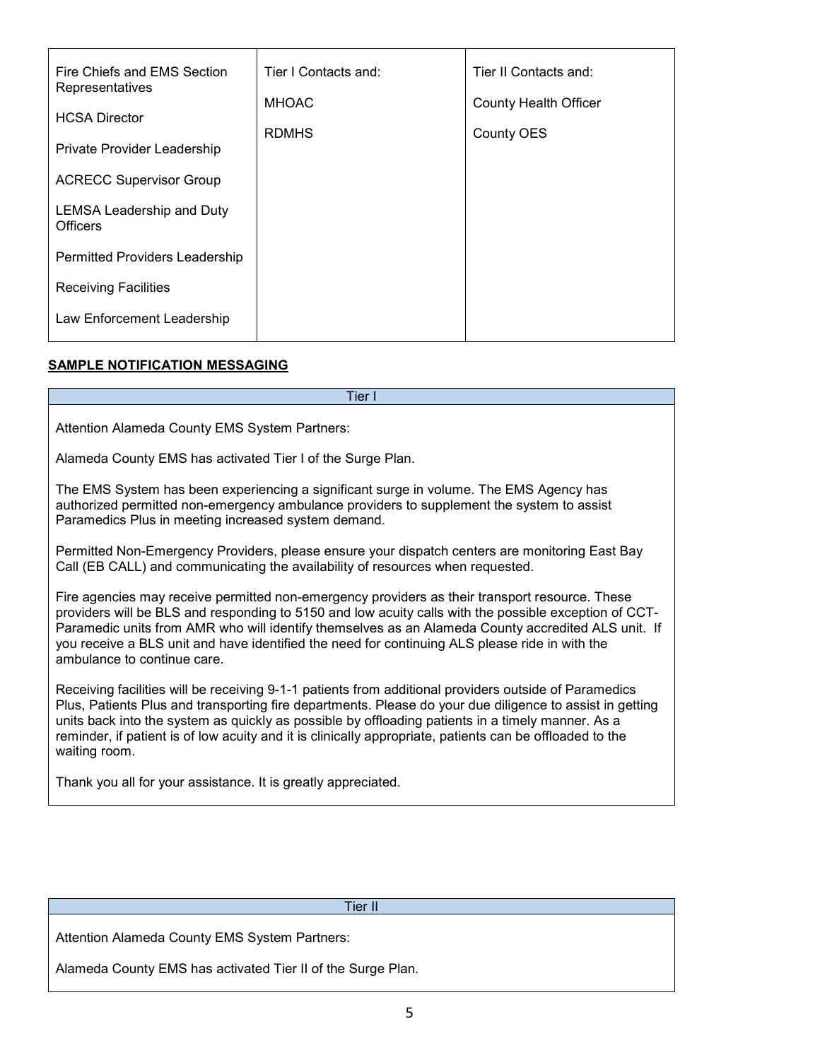| | | |
|---|---|---|
| Fire Chiefs and EMS Section Representatives<br><br>HCSA Director<br><br>Private Provider Leadership<br><br>ACRECC Supervisor Group<br><br>LEMSA Leadership and Duty Officers<br><br>Permitted Providers Leadership<br><br>Receiving Facilities<br><br>Law Enforcement Leadership | Tier I Contacts and:<br><br>MHOAC<br><br>RDMHS | Tier II Contacts and:<br><br>County Health Officer<br><br>County OES |

**SAMPLE NOTIFICATION MESSAGING**

| Tier I |
|---|
| Attention Alameda County EMS System Partners:<br><br>Alameda County EMS has activated Tier I of the Surge Plan.<br><br>The EMS System has been experiencing a significant surge in volume. The EMS Agency has authorized permitted non-emergency ambulance providers to supplement the system to assist Paramedics Plus in meeting increased system demand.<br><br>Permitted Non-Emergency Providers, please ensure your dispatch centers are monitoring East Bay Call (EB CALL) and communicating the availability of resources when requested.<br><br>Fire agencies may receive permitted non-emergency providers as their transport resource. These providers will be BLS and responding to 5150 and low acuity calls with the possible exception of CCT-Paramedic units from AMR who will identify themselves as an Alameda County accredited ALS unit. If you receive a BLS unit and have identified the need for continuing ALS please ride in with the ambulance to continue care.<br><br>Receiving facilities will be receiving 9-1-1 patients from additional providers outside of Paramedics Plus, Patients Plus and transporting fire departments. Please do your due diligence to assist in getting units back into the system as quickly as possible by offloading patients in a timely manner. As a reminder, if patient is of low acuity and it is clinically appropriate, patients can be offloaded to the waiting room.<br><br>Thank you all for your assistance. It is greatly appreciated. |

| Tier II |
|---|
| Attention Alameda County EMS System Partners:<br><br>Alameda County EMS has activated Tier II of the Surge Plan. |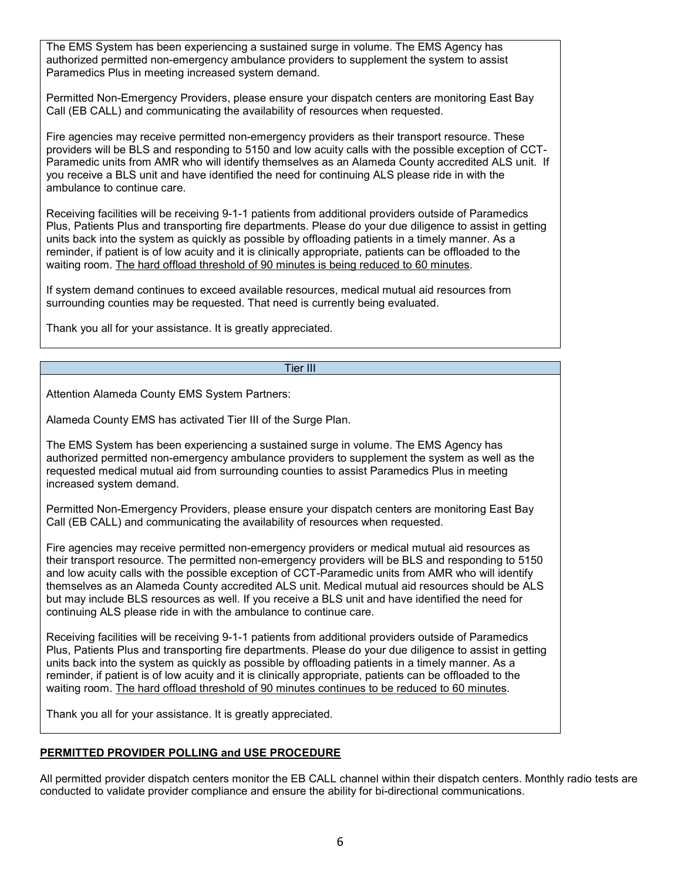The EMS System has been experiencing a sustained surge in volume. The EMS Agency has authorized permitted non-emergency ambulance providers to supplement the system to assist Paramedics Plus in meeting increased system demand.

Permitted Non-Emergency Providers, please ensure your dispatch centers are monitoring East Bay Call (EB CALL) and communicating the availability of resources when requested.

Fire agencies may receive permitted non-emergency providers as their transport resource. These providers will be BLS and responding to 5150 and low acuity calls with the possible exception of CCT-Paramedic units from AMR who will identify themselves as an Alameda County accredited ALS unit. If you receive a BLS unit and have identified the need for continuing ALS please ride in with the ambulance to continue care.

Receiving facilities will be receiving 9-1-1 patients from additional providers outside of Paramedics Plus, Patients Plus and transporting fire departments. Please do your due diligence to assist in getting units back into the system as quickly as possible by offloading patients in a timely manner. As a reminder, if patient is of low acuity and it is clinically appropriate, patients can be offloaded to the waiting room. <u>The hard offload threshold of 90 minutes is being reduced to 60 minutes</u>.

If system demand continues to exceed available resources, medical mutual aid resources from surrounding counties may be requested. That need is currently being evaluated.

Thank you all for your assistance. It is greatly appreciated.

### Tier III

Attention Alameda County EMS System Partners:

Alameda County EMS has activated Tier III of the Surge Plan.

The EMS System has been experiencing a sustained surge in volume. The EMS Agency has authorized permitted non-emergency ambulance providers to supplement the system as well as the requested medical mutual aid from surrounding counties to assist Paramedics Plus in meeting increased system demand.

Permitted Non-Emergency Providers, please ensure your dispatch centers are monitoring East Bay Call (EB CALL) and communicating the availability of resources when requested.

Fire agencies may receive permitted non-emergency providers or medical mutual aid resources as their transport resource. The permitted non-emergency providers will be BLS and responding to 5150 and low acuity calls with the possible exception of CCT-Paramedic units from AMR who will identify themselves as an Alameda County accredited ALS unit. Medical mutual aid resources should be ALS but may include BLS resources as well. If you receive a BLS unit and have identified the need for continuing ALS please ride in with the ambulance to continue care.

Receiving facilities will be receiving 9-1-1 patients from additional providers outside of Paramedics Plus, Patients Plus and transporting fire departments. Please do your due diligence to assist in getting units back into the system as quickly as possible by offloading patients in a timely manner. As a reminder, if patient is of low acuity and it is clinically appropriate, patients can be offloaded to the waiting room. <u>The hard offload threshold of 90 minutes continues to be reduced to 60 minutes</u>.

Thank you all for your assistance. It is greatly appreciated.

## **PERMITTED PROVIDER POLLING and USE PROCEDURE**

All permitted provider dispatch centers monitor the EB CALL channel within their dispatch centers. Monthly radio tests are conducted to validate provider compliance and ensure the ability for bi-directional communications.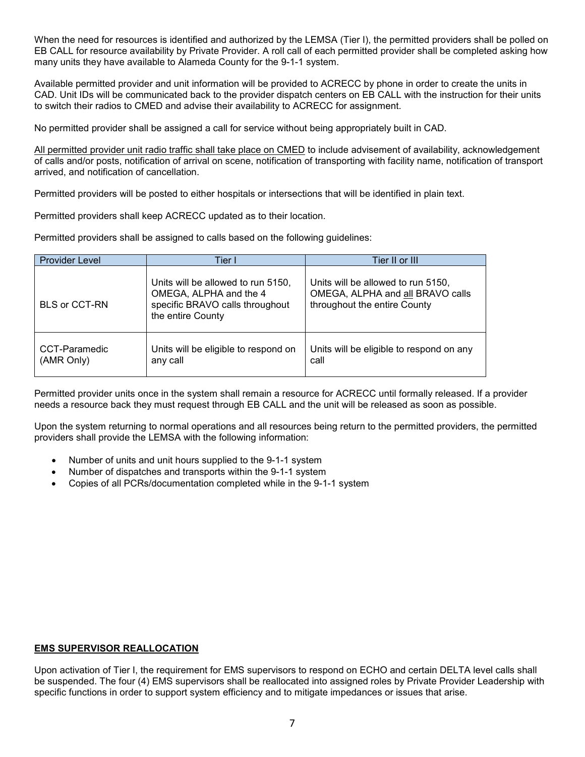When the need for resources is identified and authorized by the LEMSA (Tier I), the permitted providers shall be polled on EB CALL for resource availability by Private Provider. A roll call of each permitted provider shall be completed asking how many units they have available to Alameda County for the 9-1-1 system.

Available permitted provider and unit information will be provided to ACRECC by phone in order to create the units in CAD. Unit IDs will be communicated back to the provider dispatch centers on EB CALL with the instruction for their units to switch their radios to CMED and advise their availability to ACRECC for assignment.

No permitted provider shall be assigned a call for service without being appropriately built in CAD.

<u>All permitted provider unit radio traffic shall take place on CMED</u> to include advisement of availability, acknowledgement of calls and/or posts, notification of arrival on scene, notification of transporting with facility name, notification of transport arrived, and notification of cancellation.

Permitted providers will be posted to either hospitals or intersections that will be identified in plain text.

Permitted providers shall keep ACRECC updated as to their location.

Permitted providers shall be assigned to calls based on the following guidelines:

| Provider Level | Tier I | Tier II or III |
|---|---|---|
| BLS or CCT-RN | Units will be allowed to run 5150, OMEGA, ALPHA and the 4 specific BRAVO calls throughout the entire County | Units will be allowed to run 5150, OMEGA, ALPHA and <u>all</u> BRAVO calls throughout the entire County |
| CCT-Paramedic (AMR Only) | Units will be eligible to respond on any call | Units will be eligible to respond on any call |

Permitted provider units once in the system shall remain a resource for ACRECC until formally released. If a provider needs a resource back they must request through EB CALL and the unit will be released as soon as possible.

Upon the system returning to normal operations and all resources being return to the permitted providers, the permitted providers shall provide the LEMSA with the following information:

- Number of units and unit hours supplied to the 9-1-1 system
- Number of dispatches and transports within the 9-1-1 system
- Copies of all PCRs/documentation completed while in the 9-1-1 system

## EMS SUPERVISOR REALLOCATION

Upon activation of Tier I, the requirement for EMS supervisors to respond on ECHO and certain DELTA level calls shall be suspended. The four (4) EMS supervisors shall be reallocated into assigned roles by Private Provider Leadership with specific functions in order to support system efficiency and to mitigate impedances or issues that arise.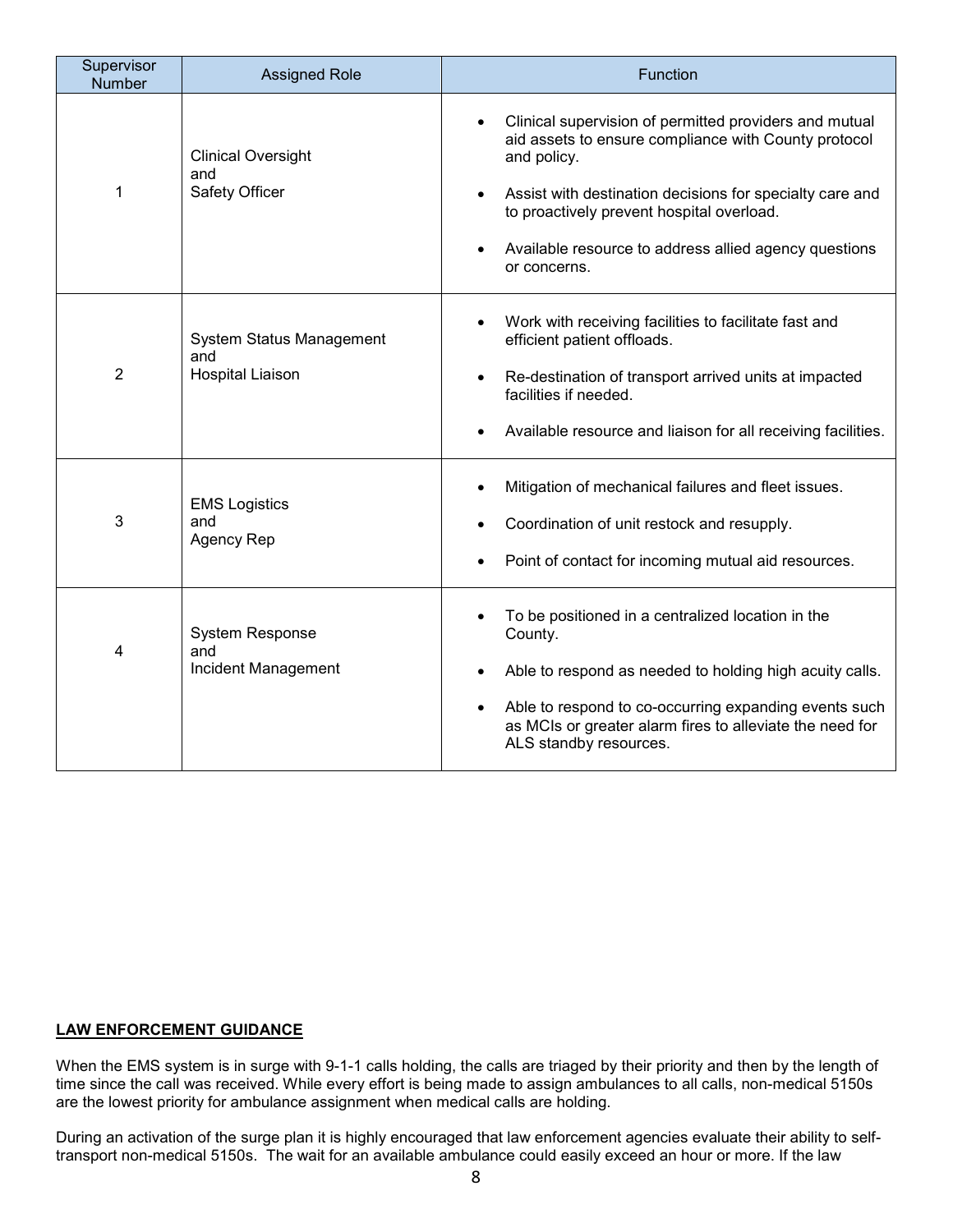| Supervisor Number | Assigned Role | Function |
|---|---|---|
| 1 | Clinical Oversight and Safety Officer | • Clinical supervision of permitted providers and mutual aid assets to ensure compliance with County protocol and policy.<br>• Assist with destination decisions for specialty care and to proactively prevent hospital overload.<br>• Available resource to address allied agency questions or concerns. |
| 2 | System Status Management and Hospital Liaison | • Work with receiving facilities to facilitate fast and efficient patient offloads.<br>• Re-destination of transport arrived units at impacted facilities if needed.<br>• Available resource and liaison for all receiving facilities. |
| 3 | EMS Logistics and Agency Rep | • Mitigation of mechanical failures and fleet issues.<br>• Coordination of unit restock and resupply.<br>• Point of contact for incoming mutual aid resources. |
| 4 | System Response and Incident Management | • To be positioned in a centralized location in the County.<br>• Able to respond as needed to holding high acuity calls.<br>• Able to respond to co-occurring expanding events such as MCIs or greater alarm fires to alleviate the need for ALS standby resources. |

## LAW ENFORCEMENT GUIDANCE

When the EMS system is in surge with 9-1-1 calls holding, the calls are triaged by their priority and then by the length of time since the call was received. While every effort is being made to assign ambulances to all calls, non-medical 5150s are the lowest priority for ambulance assignment when medical calls are holding.

During an activation of the surge plan it is highly encouraged that law enforcement agencies evaluate their ability to self-transport non-medical 5150s. The wait for an available ambulance could easily exceed an hour or more. If the law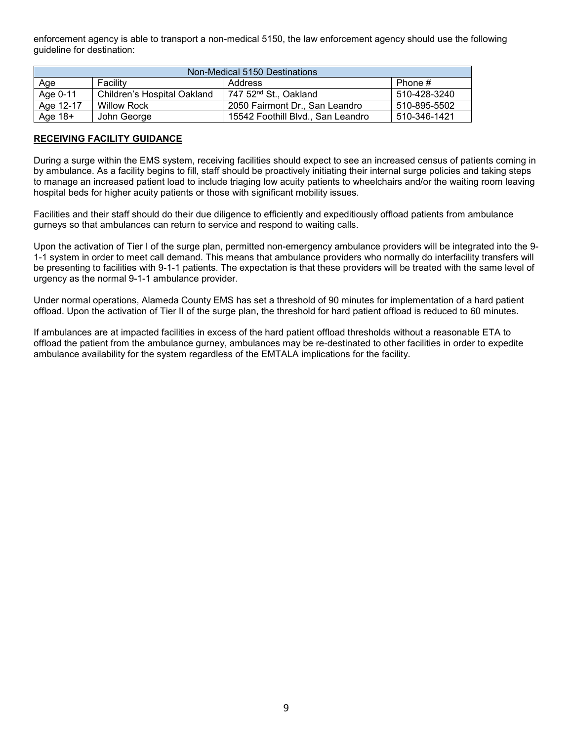enforcement agency is able to transport a non-medical 5150, the law enforcement agency should use the following guideline for destination:

| Non-Medical 5150 Destinations | | | |
|---|---|---|---|
| Age | Facility | Address | Phone # |
| Age 0-11 | Children's Hospital Oakland | 747 52nd St., Oakland | 510-428-3240 |
| Age 12-17 | Willow Rock | 2050 Fairmont Dr., San Leandro | 510-895-5502 |
| Age 18+ | John George | 15542 Foothill Blvd., San Leandro | 510-346-1421 |

## RECEIVING FACILITY GUIDANCE

During a surge within the EMS system, receiving facilities should expect to see an increased census of patients coming in by ambulance. As a facility begins to fill, staff should be proactively initiating their internal surge policies and taking steps to manage an increased patient load to include triaging low acuity patients to wheelchairs and/or the waiting room leaving hospital beds for higher acuity patients or those with significant mobility issues.

Facilities and their staff should do their due diligence to efficiently and expeditiously offload patients from ambulance gurneys so that ambulances can return to service and respond to waiting calls.

Upon the activation of Tier I of the surge plan, permitted non-emergency ambulance providers will be integrated into the 9-1-1 system in order to meet call demand. This means that ambulance providers who normally do interfacility transfers will be presenting to facilities with 9-1-1 patients. The expectation is that these providers will be treated with the same level of urgency as the normal 9-1-1 ambulance provider.

Under normal operations, Alameda County EMS has set a threshold of 90 minutes for implementation of a hard patient offload. Upon the activation of Tier II of the surge plan, the threshold for hard patient offload is reduced to 60 minutes.

If ambulances are at impacted facilities in excess of the hard patient offload thresholds without a reasonable ETA to offload the patient from the ambulance gurney, ambulances may be re-destinated to other facilities in order to expedite ambulance availability for the system regardless of the EMTALA implications for the facility.